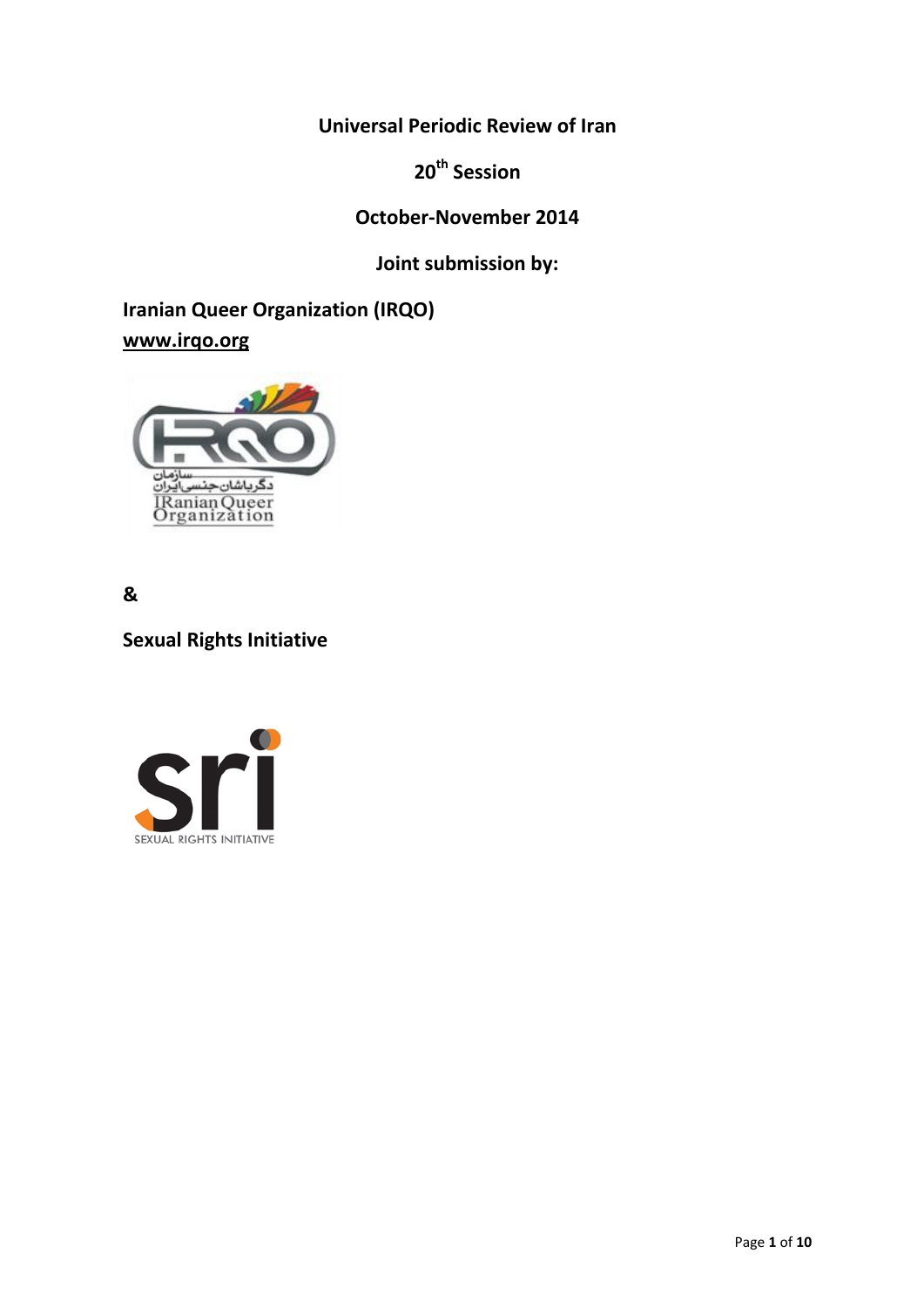**Universal Periodic Review of Iran**

**20th Session**

**October-November 2014**

**Joint submission by:**

**Iranian Queer Organization (IRQO)**
**www.irqo.org**

**&**

**Sexual Rights Initiative**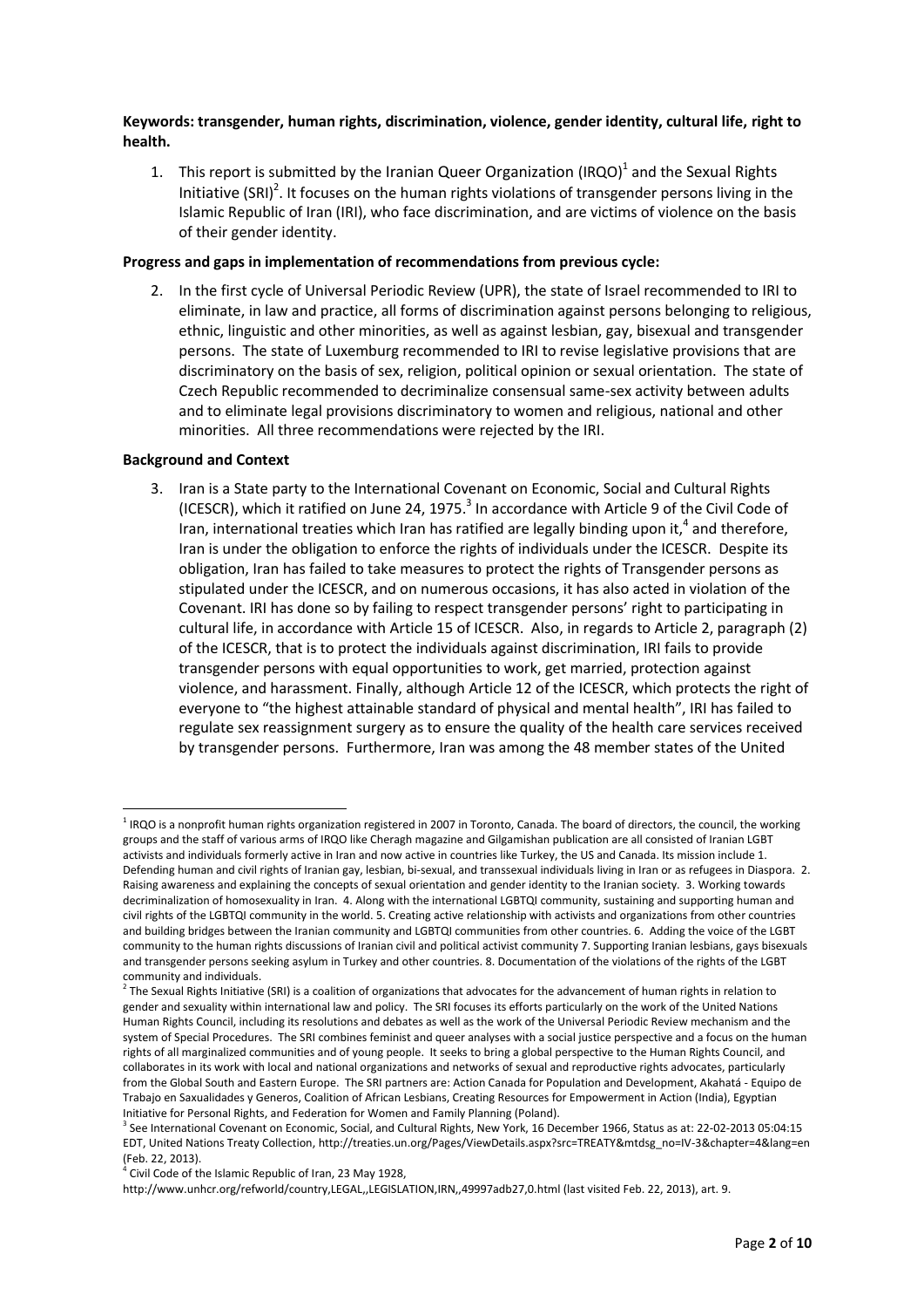**Keywords: transgender, human rights, discrimination, violence, gender identity, cultural life, right to health.**

1. This report is submitted by the Iranian Queer Organization (IRQO)[1] and the Sexual Rights Initiative (SRI)[2]. It focuses on the human rights violations of transgender persons living in the Islamic Republic of Iran (IRI), who face discrimination, and are victims of violence on the basis of their gender identity.

**Progress and gaps in implementation of recommendations from previous cycle:**

2. In the first cycle of Universal Periodic Review (UPR), the state of Israel recommended to IRI to eliminate, in law and practice, all forms of discrimination against persons belonging to religious, ethnic, linguistic and other minorities, as well as against lesbian, gay, bisexual and transgender persons. The state of Luxemburg recommended to IRI to revise legislative provisions that are discriminatory on the basis of sex, religion, political opinion or sexual orientation. The state of Czech Republic recommended to decriminalize consensual same-sex activity between adults and to eliminate legal provisions discriminatory to women and religious, national and other minorities. All three recommendations were rejected by the IRI.

**Background and Context**

3. Iran is a State party to the International Covenant on Economic, Social and Cultural Rights (ICESCR), which it ratified on June 24, 1975.[3] In accordance with Article 9 of the Civil Code of Iran, international treaties which Iran has ratified are legally binding upon it,[4] and therefore, Iran is under the obligation to enforce the rights of individuals under the ICESCR. Despite its obligation, Iran has failed to take measures to protect the rights of Transgender persons as stipulated under the ICESCR, and on numerous occasions, it has also acted in violation of the Covenant. IRI has done so by failing to respect transgender persons' right to participating in cultural life, in accordance with Article 15 of ICESCR. Also, in regards to Article 2, paragraph (2) of the ICESCR, that is to protect the individuals against discrimination, IRI fails to provide transgender persons with equal opportunities to work, get married, protection against violence, and harassment. Finally, although Article 12 of the ICESCR, which protects the right of everyone to "the highest attainable standard of physical and mental health", IRI has failed to regulate sex reassignment surgery as to ensure the quality of the health care services received by transgender persons. Furthermore, Iran was among the 48 member states of the United

---

[1] IRQO is a nonprofit human rights organization registered in 2007 in Toronto, Canada. The board of directors, the council, the working groups and the staff of various arms of IRQO like Cheragh magazine and Gilgamishan publication are all consisted of Iranian LGBT activists and individuals formerly active in Iran and now active in countries like Turkey, the US and Canada. Its mission include 1. Defending human and civil rights of Iranian gay, lesbian, bi-sexual, and transsexual individuals living in Iran or as refugees in Diaspora. 2. Raising awareness and explaining the concepts of sexual orientation and gender identity to the Iranian society. 3. Working towards decriminalization of homosexuality in Iran. 4. Along with the international LGBTQI community, sustaining and supporting human and civil rights of the LGBTQI community in the world. 5. Creating active relationship with activists and organizations from other countries and building bridges between the Iranian community and LGBTQI communities from other countries. 6. Adding the voice of the LGBT community to the human rights discussions of Iranian civil and political activist community 7. Supporting Iranian lesbians, gays bisexuals and transgender persons seeking asylum in Turkey and other countries. 8. Documentation of the violations of the rights of the LGBT community and individuals.

[2] The Sexual Rights Initiative (SRI) is a coalition of organizations that advocates for the advancement of human rights in relation to gender and sexuality within international law and policy. The SRI focuses its efforts particularly on the work of the United Nations Human Rights Council, including its resolutions and debates as well as the work of the Universal Periodic Review mechanism and the system of Special Procedures. The SRI combines feminist and queer analyses with a social justice perspective and a focus on the human rights of all marginalized communities and of young people. It seeks to bring a global perspective to the Human Rights Council, and collaborates in its work with local and national organizations and networks of sexual and reproductive rights advocates, particularly from the Global South and Eastern Europe. The SRI partners are: Action Canada for Population and Development, Akahatá - Equipo de Trabajo en Saxualidades y Generos, Coalition of African Lesbians, Creating Resources for Empowerment in Action (India), Egyptian Initiative for Personal Rights, and Federation for Women and Family Planning (Poland).

[3] See International Covenant on Economic, Social, and Cultural Rights, New York, 16 December 1966, Status as at: 22-02-2013 05:04:15 EDT, United Nations Treaty Collection, http://treaties.un.org/Pages/ViewDetails.aspx?src=TREATY&mtdsg_no=IV-3&chapter=4&lang=en (Feb. 22, 2013).

[4] Civil Code of the Islamic Republic of Iran, 23 May 1928, http://www.unhcr.org/refworld/country,LEGAL,,LEGISLATION,IRN,,49997adb27,0.html (last visited Feb. 22, 2013), art. 9.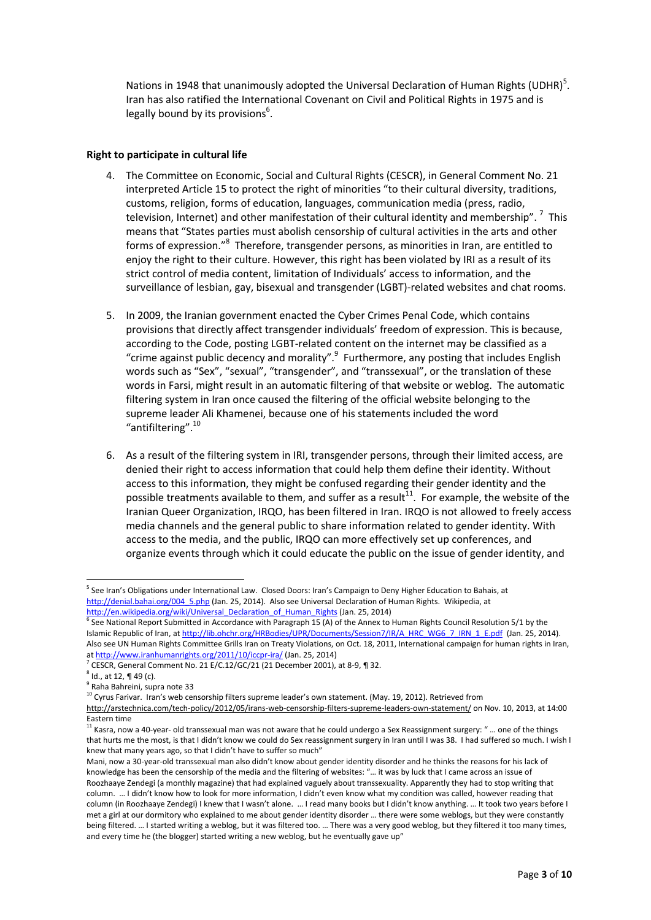Nations in 1948 that unanimously adopted the Universal Declaration of Human Rights (UDHR)[5]. Iran has also ratified the International Covenant on Civil and Political Rights in 1975 and is legally bound by its provisions[6].

**Right to participate in cultural life**

4. The Committee on Economic, Social and Cultural Rights (CESCR), in General Comment No. 21 interpreted Article 15 to protect the right of minorities "to their cultural diversity, traditions, customs, religion, forms of education, languages, communication media (press, radio, television, Internet) and other manifestation of their cultural identity and membership".[7] This means that "States parties must abolish censorship of cultural activities in the arts and other forms of expression."[8] Therefore, transgender persons, as minorities in Iran, are entitled to enjoy the right to their culture. However, this right has been violated by IRI as a result of its strict control of media content, limitation of Individuals' access to information, and the surveillance of lesbian, gay, bisexual and transgender (LGBT)-related websites and chat rooms.

5. In 2009, the Iranian government enacted the Cyber Crimes Penal Code, which contains provisions that directly affect transgender individuals' freedom of expression. This is because, according to the Code, posting LGBT-related content on the internet may be classified as a "crime against public decency and morality".[9] Furthermore, any posting that includes English words such as "Sex", "sexual", "transgender", and "transsexual", or the translation of these words in Farsi, might result in an automatic filtering of that website or weblog. The automatic filtering system in Iran once caused the filtering of the official website belonging to the supreme leader Ali Khamenei, because one of his statements included the word "antifiltering".[10]

6. As a result of the filtering system in IRI, transgender persons, through their limited access, are denied their right to access information that could help them define their identity. Without access to this information, they might be confused regarding their gender identity and the possible treatments available to them, and suffer as a result[11]. For example, the website of the Iranian Queer Organization, IRQO, has been filtered in Iran. IRQO is not allowed to freely access media channels and the general public to share information related to gender identity. With access to the media, and the public, IRQO can more effectively set up conferences, and organize events through which it could educate the public on the issue of gender identity, and

---

[5] See Iran's Obligations under International Law. Closed Doors: Iran's Campaign to Deny Higher Education to Bahais, at http://denial.bahai.org/004_5.php (Jan. 25, 2014). Also see Universal Declaration of Human Rights. Wikipedia, at http://en.wikipedia.org/wiki/Universal_Declaration_of_Human_Rights (Jan. 25, 2014)

[6] See National Report Submitted in Accordance with Paragraph 15 (A) of the Annex to Human Rights Council Resolution 5/1 by the Islamic Republic of Iran, at http://lib.ohchr.org/HRBodies/UPR/Documents/Session7/IR/A_HRC_WG6_7_IRN_1_E.pdf (Jan. 25, 2014). Also see UN Human Rights Committee Grills Iran on Treaty Violations, on Oct. 18, 2011, International campaign for human rights in Iran, at http://www.iranhumanrights.org/2011/10/iccpr-ira/ (Jan. 25, 2014)

[7] CESCR, General Comment No. 21 E/C.12/GC/21 (21 December 2001), at 8-9, ¶ 32.

[8] Id., at 12, ¶ 49 (c).

[9] Raha Bahreini, supra note 33

[10] Cyrus Farivar. Iran's web censorship filters supreme leader's own statement. (May. 19, 2012). Retrieved from http://arstechnica.com/tech-policy/2012/05/irans-web-censorship-filters-supreme-leaders-own-statement/ on Nov. 10, 2013, at 14:00 Eastern time

[11] Kasra, now a 40-year- old transsexual man was not aware that he could undergo a Sex Reassignment surgery: " … one of the things that hurts me the most, is that I didn't know we could do Sex reassignment surgery in Iran until I was 38. I had suffered so much. I wish I knew that many years ago, so that I didn't have to suffer so much"

Mani, now a 30-year-old transsexual man also didn't know about gender identity disorder and he thinks the reasons for his lack of knowledge has been the censorship of the media and the filtering of websites: "… it was by luck that I came across an issue of Roozhaaye Zendegi (a monthly magazine) that had explained vaguely about transsexuality. Apparently they had to stop writing that column. … I didn't know how to look for more information, I didn't even know what my condition was called, however reading that column (in Roozhaaye Zendegi) I knew that I wasn't alone. … I read many books but I didn't know anything. … It took two years before I met a girl at our dormitory who explained to me about gender identity disorder … there were some weblogs, but they were constantly being filtered. … I started writing a weblog, but it was filtered too. … There was a very good weblog, but they filtered it too many times, and every time he (the blogger) started writing a new weblog, but he eventually gave up"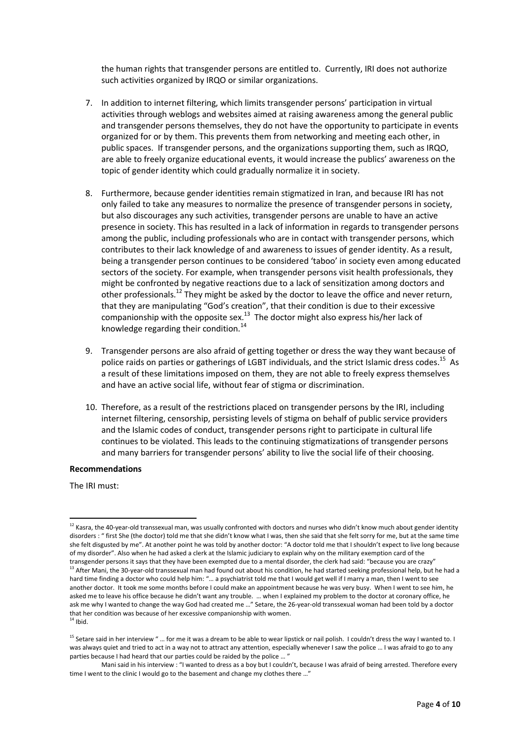the human rights that transgender persons are entitled to. Currently, IRI does not authorize such activities organized by IRQO or similar organizations.

7. In addition to internet filtering, which limits transgender persons' participation in virtual activities through weblogs and websites aimed at raising awareness among the general public and transgender persons themselves, they do not have the opportunity to participate in events organized for or by them. This prevents them from networking and meeting each other, in public spaces. If transgender persons, and the organizations supporting them, such as IRQO, are able to freely organize educational events, it would increase the publics' awareness on the topic of gender identity which could gradually normalize it in society.

8. Furthermore, because gender identities remain stigmatized in Iran, and because IRI has not only failed to take any measures to normalize the presence of transgender persons in society, but also discourages any such activities, transgender persons are unable to have an active presence in society. This has resulted in a lack of information in regards to transgender persons among the public, including professionals who are in contact with transgender persons, which contributes to their lack knowledge of and awareness to issues of gender identity. As a result, being a transgender person continues to be considered 'taboo' in society even among educated sectors of the society. For example, when transgender persons visit health professionals, they might be confronted by negative reactions due to a lack of sensitization among doctors and other professionals.[12] They might be asked by the doctor to leave the office and never return, that they are manipulating "God's creation", that their condition is due to their excessive companionship with the opposite sex.[13] The doctor might also express his/her lack of knowledge regarding their condition.[14]

9. Transgender persons are also afraid of getting together or dress the way they want because of police raids on parties or gatherings of LGBT individuals, and the strict Islamic dress codes.[15] As a result of these limitations imposed on them, they are not able to freely express themselves and have an active social life, without fear of stigma or discrimination.

10. Therefore, as a result of the restrictions placed on transgender persons by the IRI, including internet filtering, censorship, persisting levels of stigma on behalf of public service providers and the Islamic codes of conduct, transgender persons right to participate in cultural life continues to be violated. This leads to the continuing stigmatizations of transgender persons and many barriers for transgender persons' ability to live the social life of their choosing.

**Recommendations**

The IRI must:

---

[12] Kasra, the 40-year-old transsexual man, was usually confronted with doctors and nurses who didn't know much about gender identity disorders : " first She (the doctor) told me that she didn't know what I was, then she said that she felt sorry for me, but at the same time she felt disgusted by me". At another point he was told by another doctor: "A doctor told me that I shouldn't expect to live long because of my disorder". Also when he had asked a clerk at the Islamic judiciary to explain why on the military exemption card of the transgender persons it says that they have been exempted due to a mental disorder, the clerk had said: "because you are crazy"

[13] After Mani, the 30-year-old transsexual man had found out about his condition, he had started seeking professional help, but he had a hard time finding a doctor who could help him: "… a psychiatrist told me that I would get well if I marry a man, then I went to see another doctor. It took me some months before I could make an appointment because he was very busy. When I went to see him, he asked me to leave his office because he didn't want any trouble. … when I explained my problem to the doctor at coronary office, he ask me why I wanted to change the way God had created me …" Setare, the 26-year-old transsexual woman had been told by a doctor that her condition was because of her excessive companionship with women.

[14] Ibid.

[15] Setare said in her interview " … for me it was a dream to be able to wear lipstick or nail polish. I couldn't dress the way I wanted to. I was always quiet and tried to act in a way not to attract any attention, especially whenever I saw the police … I was afraid to go to any parties because I had heard that our parties could be raided by the police … "

Mani said in his interview : "I wanted to dress as a boy but I couldn't, because I was afraid of being arrested. Therefore every time I went to the clinic I would go to the basement and change my clothes there …"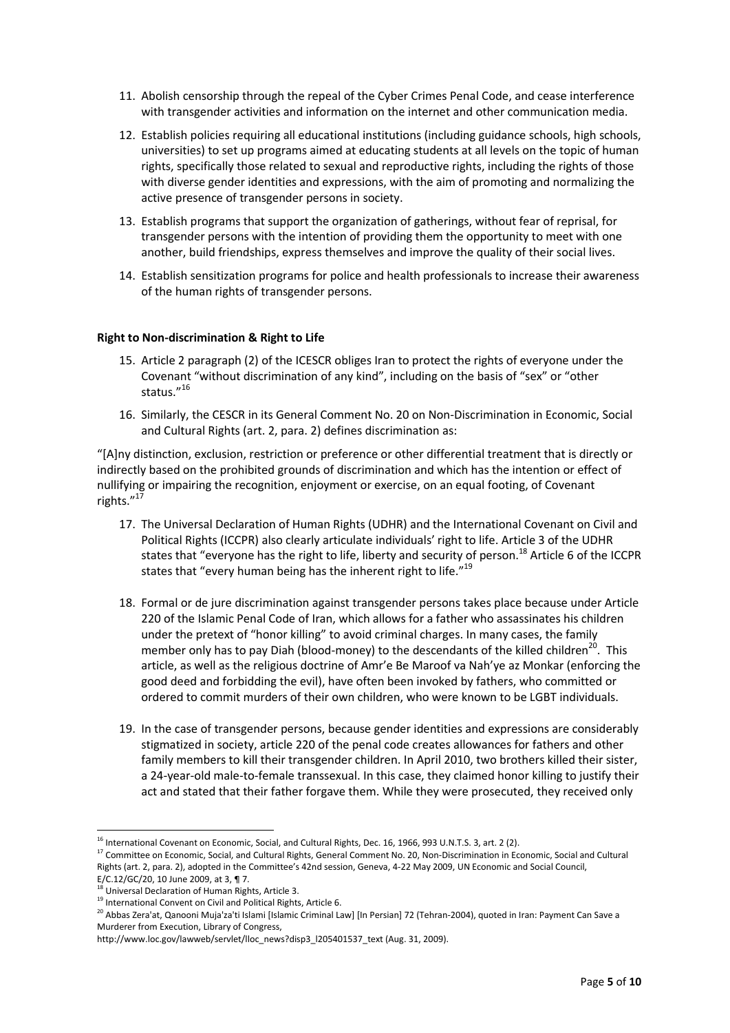11. Abolish censorship through the repeal of the Cyber Crimes Penal Code, and cease interference with transgender activities and information on the internet and other communication media.

12. Establish policies requiring all educational institutions (including guidance schools, high schools, universities) to set up programs aimed at educating students at all levels on the topic of human rights, specifically those related to sexual and reproductive rights, including the rights of those with diverse gender identities and expressions, with the aim of promoting and normalizing the active presence of transgender persons in society.

13. Establish programs that support the organization of gatherings, without fear of reprisal, for transgender persons with the intention of providing them the opportunity to meet with one another, build friendships, express themselves and improve the quality of their social lives.

14. Establish sensitization programs for police and health professionals to increase their awareness of the human rights of transgender persons.

**Right to Non-discrimination & Right to Life**

15. Article 2 paragraph (2) of the ICESCR obliges Iran to protect the rights of everyone under the Covenant "without discrimination of any kind", including on the basis of "sex" or "other status."[16]

16. Similarly, the CESCR in its General Comment No. 20 on Non-Discrimination in Economic, Social and Cultural Rights (art. 2, para. 2) defines discrimination as:

"[A]ny distinction, exclusion, restriction or preference or other differential treatment that is directly or indirectly based on the prohibited grounds of discrimination and which has the intention or effect of nullifying or impairing the recognition, enjoyment or exercise, on an equal footing, of Covenant rights."[17]

17. The Universal Declaration of Human Rights (UDHR) and the International Covenant on Civil and Political Rights (ICCPR) also clearly articulate individuals' right to life. Article 3 of the UDHR states that "everyone has the right to life, liberty and security of person.[18] Article 6 of the ICCPR states that "every human being has the inherent right to life."[19]

18. Formal or de jure discrimination against transgender persons takes place because under Article 220 of the Islamic Penal Code of Iran, which allows for a father who assassinates his children under the pretext of "honor killing" to avoid criminal charges. In many cases, the family member only has to pay Diah (blood-money) to the descendants of the killed children[20]. This article, as well as the religious doctrine of Amr'e Be Maroof va Nah'ye az Monkar (enforcing the good deed and forbidding the evil), have often been invoked by fathers, who committed or ordered to commit murders of their own children, who were known to be LGBT individuals.

19. In the case of transgender persons, because gender identities and expressions are considerably stigmatized in society, article 220 of the penal code creates allowances for fathers and other family members to kill their transgender children. In April 2010, two brothers killed their sister, a 24-year-old male-to-female transsexual. In this case, they claimed honor killing to justify their act and stated that their father forgave them. While they were prosecuted, they received only

---

[16] International Covenant on Economic, Social, and Cultural Rights, Dec. 16, 1966, 993 U.N.T.S. 3, art. 2 (2).

[17] Committee on Economic, Social, and Cultural Rights, General Comment No. 20, Non-Discrimination in Economic, Social and Cultural Rights (art. 2, para. 2), adopted in the Committee's 42nd session, Geneva, 4-22 May 2009, UN Economic and Social Council, E/C.12/GC/20, 10 June 2009, at 3, ¶ 7.

[18] Universal Declaration of Human Rights, Article 3.

[19] International Convent on Civil and Political Rights, Article 6.

[20] Abbas Zera'at, Qanooni Muja'za'ti Islami [Islamic Criminal Law] [In Persian] 72 (Tehran-2004), quoted in Iran: Payment Can Save a Murderer from Execution, Library of Congress, http://www.loc.gov/lawweb/servlet/lloc_news?disp3_l205401537_text (Aug. 31, 2009).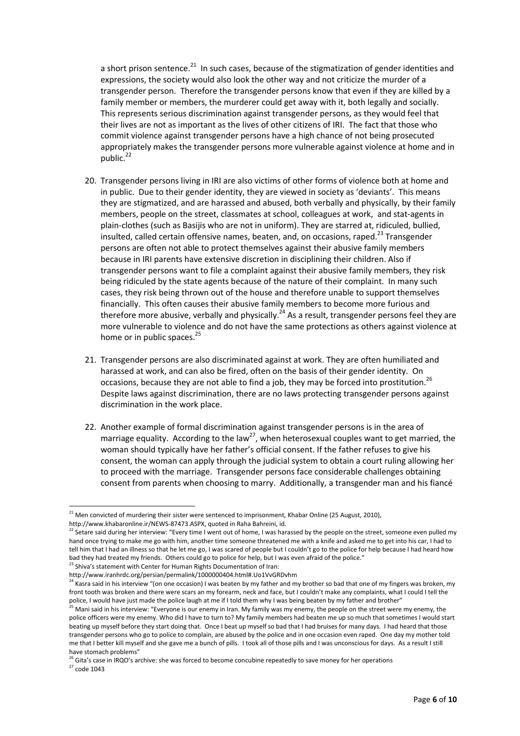a short prison sentence.[21] In such cases, because of the stigmatization of gender identities and expressions, the society would also look the other way and not criticize the murder of a transgender person. Therefore the transgender persons know that even if they are killed by a family member or members, the murderer could get away with it, both legally and socially. This represents serious discrimination against transgender persons, as they would feel that their lives are not as important as the lives of other citizens of IRI. The fact that those who commit violence against transgender persons have a high chance of not being prosecuted appropriately makes the transgender persons more vulnerable against violence at home and in public.[22]

20. Transgender persons living in IRI are also victims of other forms of violence both at home and in public. Due to their gender identity, they are viewed in society as 'deviants'. This means they are stigmatized, and are harassed and abused, both verbally and physically, by their family members, people on the street, classmates at school, colleagues at work, and stat-agents in plain-clothes (such as Basijis who are not in uniform). They are starred at, ridiculed, bullied, insulted, called certain offensive names, beaten, and, on occasions, raped.[23] Transgender persons are often not able to protect themselves against their abusive family members because in IRI parents have extensive discretion in disciplining their children. Also if transgender persons want to file a complaint against their abusive family members, they risk being ridiculed by the state agents because of the nature of their complaint. In many such cases, they risk being thrown out of the house and therefore unable to support themselves financially. This often causes their abusive family members to become more furious and therefore more abusive, verbally and physically.[24] As a result, transgender persons feel they are more vulnerable to violence and do not have the same protections as others against violence at home or in public spaces.[25]

21. Transgender persons are also discriminated against at work. They are often humiliated and harassed at work, and can also be fired, often on the basis of their gender identity. On occasions, because they are not able to find a job, they may be forced into prostitution.[26] Despite laws against discrimination, there are no laws protecting transgender persons against discrimination in the work place.

22. Another example of formal discrimination against transgender persons is in the area of marriage equality. According to the law[27], when heterosexual couples want to get married, the woman should typically have her father's official consent. If the father refuses to give his consent, the woman can apply through the judicial system to obtain a court ruling allowing her to proceed with the marriage. Transgender persons face considerable challenges obtaining consent from parents when choosing to marry. Additionally, a transgender man and his fiancé

---

[21] Men convicted of murdering their sister were sentenced to imprisonment, Khabar Online (25 August, 2010), http://www.khabaronline.ir/NEWS-87473.ASPX, quoted in Raha Bahreini, id.

[22] Setare said during her interview: "Every time I went out of home, I was harassed by the people on the street, someone even pulled my hand once trying to make me go with him, another time someone threatened me with a knife and asked me to get into his car, I had to tell him that I had an illness so that he let me go, I was scared of people but I couldn't go to the police for help because I had heard how bad they had treated my friends. Others could go to police for help, but I was even afraid of the police."

[23] Shiva's statement with Center for Human Rights Documentation of Iran: http://www.iranhrdc.org/persian/permalink/1000000404.html#.Uo1VvGRDvhm

[24] Kasra said in his interview "(on one occasion) I was beaten by my father and my brother so bad that one of my fingers was broken, my front tooth was broken and there were scars an my forearm, neck and face, but I couldn't make any complaints, what I could I tell the police, I would have just made the police laugh at me if I told them why I was being beaten by my father and brother"

[25] Mani said in his interview: "Everyone is our enemy in Iran. My family was my enemy, the people on the street were my enemy, the police officers were my enemy. Who did I have to turn to? My family members had beaten me up so much that sometimes I would start beating up myself before they start doing that. Once I beat up myself so bad that I had bruises for many days. I had heard that those transgender persons who go to police to complain, are abused by the police and in one occasion even raped. One day my mother told me that I better kill myself and she gave me a bunch of pills. I took all of those pills and I was unconscious for days. As a result I still have stomach problems"

[26] Gita's case in IRQO's archive: she was forced to become concubine repeatedly to save money for her operations

[27] code 1043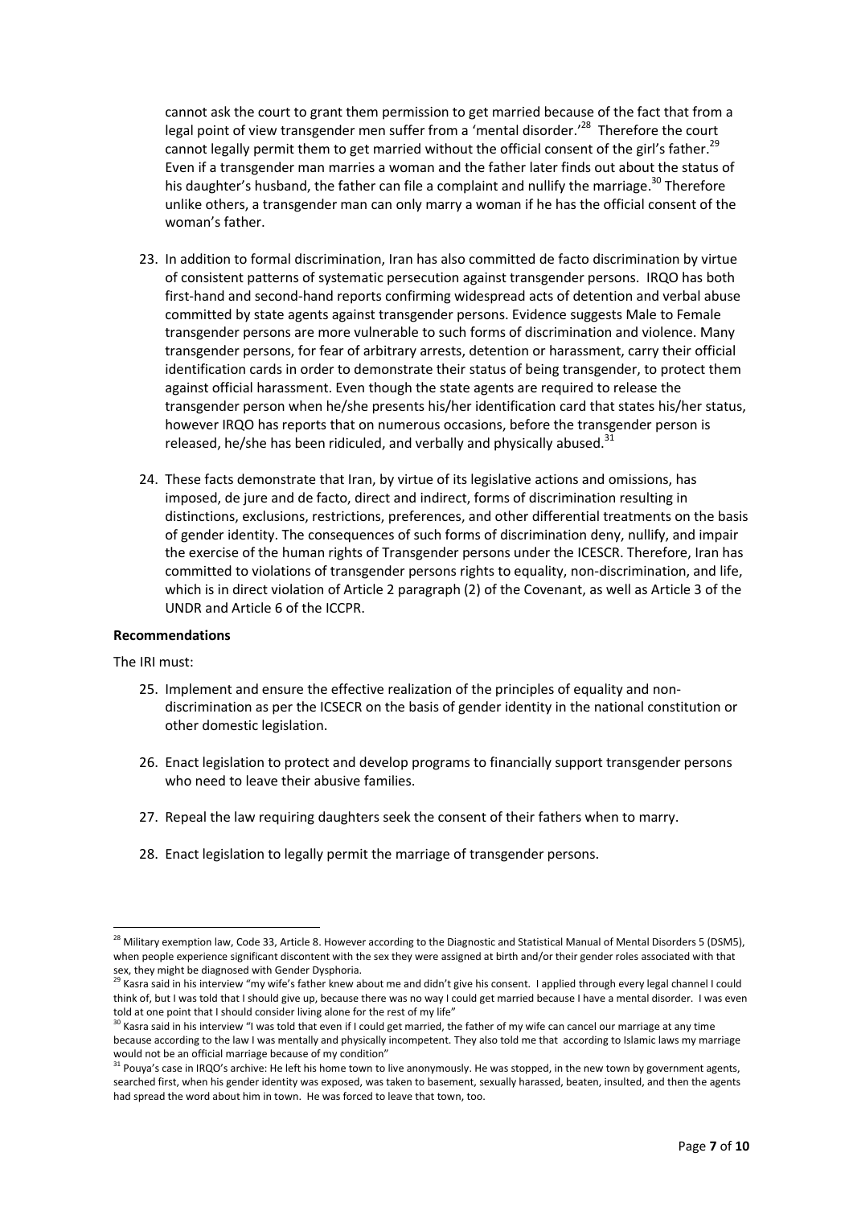cannot ask the court to grant them permission to get married because of the fact that from a legal point of view transgender men suffer from a 'mental disorder.'[28] Therefore the court cannot legally permit them to get married without the official consent of the girl's father.[29] Even if a transgender man marries a woman and the father later finds out about the status of his daughter's husband, the father can file a complaint and nullify the marriage.[30] Therefore unlike others, a transgender man can only marry a woman if he has the official consent of the woman's father.

23. In addition to formal discrimination, Iran has also committed de facto discrimination by virtue of consistent patterns of systematic persecution against transgender persons. IRQO has both first-hand and second-hand reports confirming widespread acts of detention and verbal abuse committed by state agents against transgender persons. Evidence suggests Male to Female transgender persons are more vulnerable to such forms of discrimination and violence. Many transgender persons, for fear of arbitrary arrests, detention or harassment, carry their official identification cards in order to demonstrate their status of being transgender, to protect them against official harassment. Even though the state agents are required to release the transgender person when he/she presents his/her identification card that states his/her status, however IRQO has reports that on numerous occasions, before the transgender person is released, he/she has been ridiculed, and verbally and physically abused.[31]

24. These facts demonstrate that Iran, by virtue of its legislative actions and omissions, has imposed, de jure and de facto, direct and indirect, forms of discrimination resulting in distinctions, exclusions, restrictions, preferences, and other differential treatments on the basis of gender identity. The consequences of such forms of discrimination deny, nullify, and impair the exercise of the human rights of Transgender persons under the ICESCR. Therefore, Iran has committed to violations of transgender persons rights to equality, non-discrimination, and life, which is in direct violation of Article 2 paragraph (2) of the Covenant, as well as Article 3 of the UNDR and Article 6 of the ICCPR.

**Recommendations**

The IRI must:

25. Implement and ensure the effective realization of the principles of equality and non-discrimination as per the ICSECR on the basis of gender identity in the national constitution or other domestic legislation.

26. Enact legislation to protect and develop programs to financially support transgender persons who need to leave their abusive families.

27. Repeal the law requiring daughters seek the consent of their fathers when to marry.

28. Enact legislation to legally permit the marriage of transgender persons.

---

[28] Military exemption law, Code 33, Article 8. However according to the Diagnostic and Statistical Manual of Mental Disorders 5 (DSM5), when people experience significant discontent with the sex they were assigned at birth and/or their gender roles associated with that sex, they might be diagnosed with Gender Dysphoria.

[29] Kasra said in his interview "my wife's father knew about me and didn't give his consent. I applied through every legal channel I could think of, but I was told that I should give up, because there was no way I could get married because I have a mental disorder. I was even told at one point that I should consider living alone for the rest of my life"

[30] Kasra said in his interview "I was told that even if I could get married, the father of my wife can cancel our marriage at any time because according to the law I was mentally and physically incompetent. They also told me that according to Islamic laws my marriage would not be an official marriage because of my condition"

[31] Pouya's case in IRQO's archive: He left his home town to live anonymously. He was stopped, in the new town by government agents, searched first, when his gender identity was exposed, was taken to basement, sexually harassed, beaten, insulted, and then the agents had spread the word about him in town. He was forced to leave that town, too.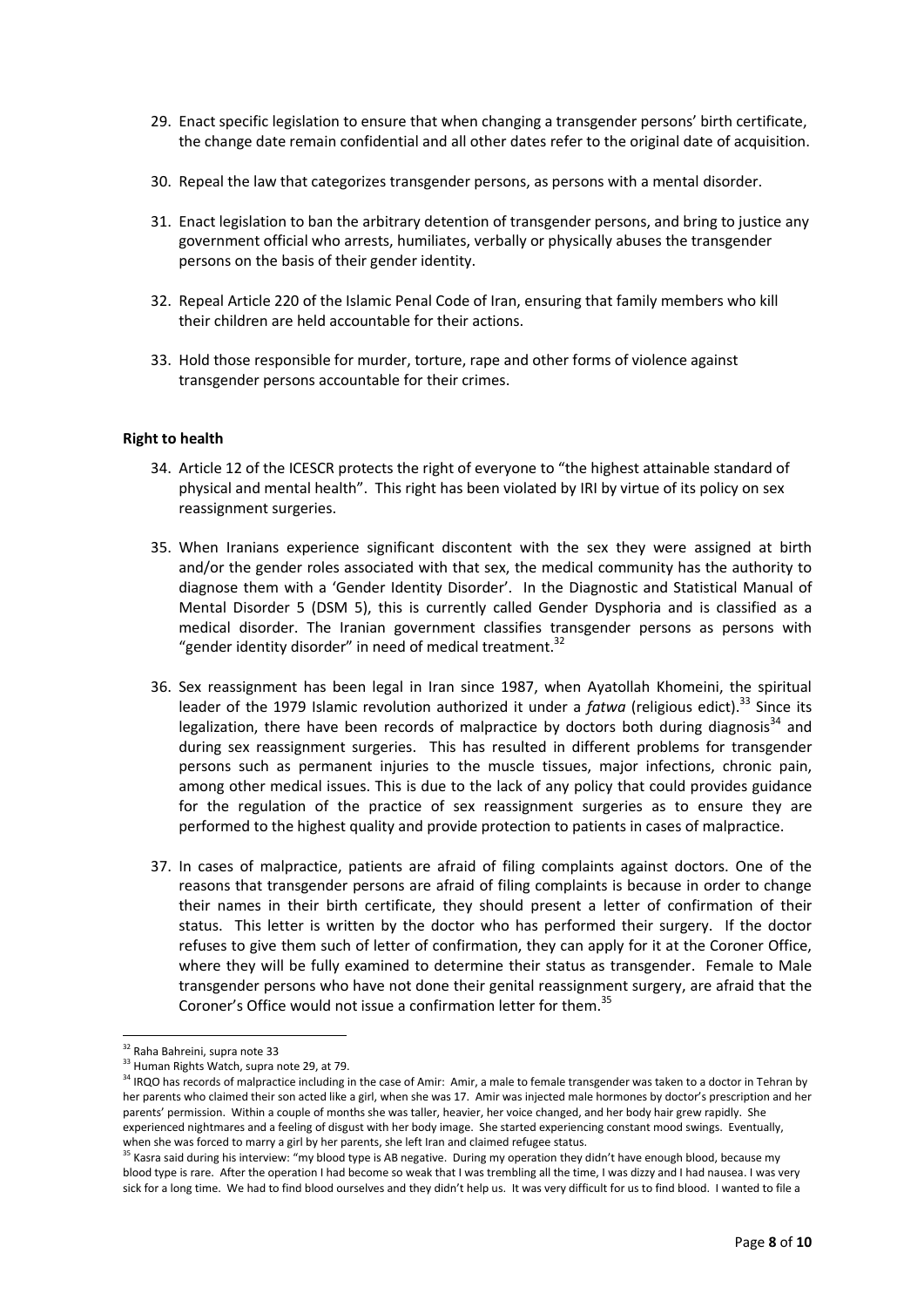29. Enact specific legislation to ensure that when changing a transgender persons' birth certificate, the change date remain confidential and all other dates refer to the original date of acquisition.

30. Repeal the law that categorizes transgender persons, as persons with a mental disorder.

31. Enact legislation to ban the arbitrary detention of transgender persons, and bring to justice any government official who arrests, humiliates, verbally or physically abuses the transgender persons on the basis of their gender identity.

32. Repeal Article 220 of the Islamic Penal Code of Iran, ensuring that family members who kill their children are held accountable for their actions.

33. Hold those responsible for murder, torture, rape and other forms of violence against transgender persons accountable for their crimes.

**Right to health**

34. Article 12 of the ICESCR protects the right of everyone to "the highest attainable standard of physical and mental health". This right has been violated by IRI by virtue of its policy on sex reassignment surgeries.

35. When Iranians experience significant discontent with the sex they were assigned at birth and/or the gender roles associated with that sex, the medical community has the authority to diagnose them with a 'Gender Identity Disorder'. In the Diagnostic and Statistical Manual of Mental Disorder 5 (DSM 5), this is currently called Gender Dysphoria and is classified as a medical disorder. The Iranian government classifies transgender persons as persons with "gender identity disorder" in need of medical treatment.[32]

36. Sex reassignment has been legal in Iran since 1987, when Ayatollah Khomeini, the spiritual leader of the 1979 Islamic revolution authorized it under a *fatwa* (religious edict).[33] Since its legalization, there have been records of malpractice by doctors both during diagnosis[34] and during sex reassignment surgeries. This has resulted in different problems for transgender persons such as permanent injuries to the muscle tissues, major infections, chronic pain, among other medical issues. This is due to the lack of any policy that could provides guidance for the regulation of the practice of sex reassignment surgeries as to ensure they are performed to the highest quality and provide protection to patients in cases of malpractice.

37. In cases of malpractice, patients are afraid of filing complaints against doctors. One of the reasons that transgender persons are afraid of filing complaints is because in order to change their names in their birth certificate, they should present a letter of confirmation of their status. This letter is written by the doctor who has performed their surgery. If the doctor refuses to give them such of letter of confirmation, they can apply for it at the Coroner Office, where they will be fully examined to determine their status as transgender. Female to Male transgender persons who have not done their genital reassignment surgery, are afraid that the Coroner's Office would not issue a confirmation letter for them.[35]

---

[32] Raha Bahreini, supra note 33

[33] Human Rights Watch, supra note 29, at 79.

[34] IRQO has records of malpractice including in the case of Amir: Amir, a male to female transgender was taken to a doctor in Tehran by her parents who claimed their son acted like a girl, when she was 17. Amir was injected male hormones by doctor's prescription and her parents' permission. Within a couple of months she was taller, heavier, her voice changed, and her body hair grew rapidly. She experienced nightmares and a feeling of disgust with her body image. She started experiencing constant mood swings. Eventually, when she was forced to marry a girl by her parents, she left Iran and claimed refugee status.

[35] Kasra said during his interview: "my blood type is AB negative. During my operation they didn't have enough blood, because my blood type is rare. After the operation I had become so weak that I was trembling all the time, I was dizzy and I had nausea. I was very sick for a long time. We had to find blood ourselves and they didn't help us. It was very difficult for us to find blood. I wanted to file a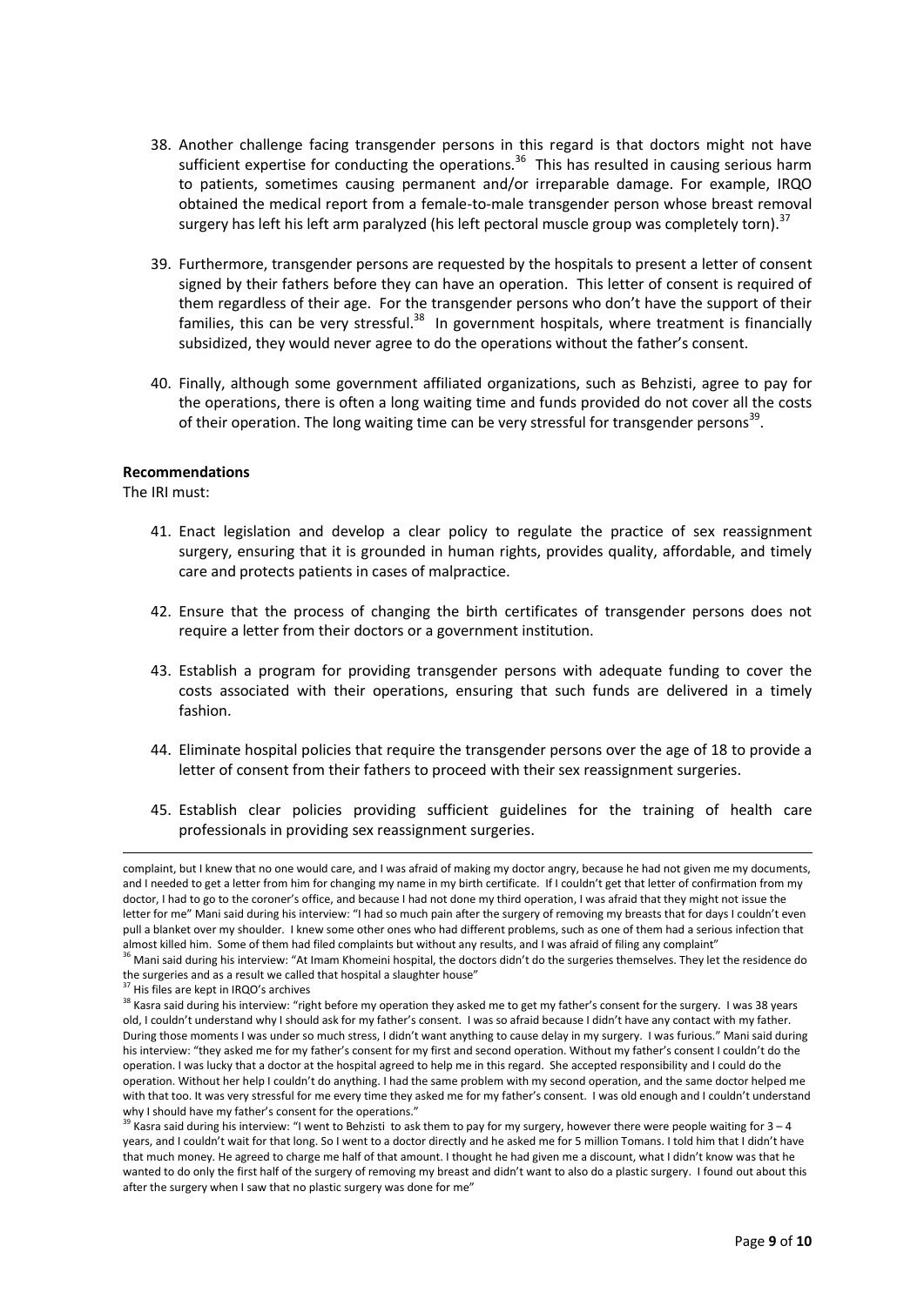38. Another challenge facing transgender persons in this regard is that doctors might not have sufficient expertise for conducting the operations.[36] This has resulted in causing serious harm to patients, sometimes causing permanent and/or irreparable damage. For example, IRQO obtained the medical report from a female-to-male transgender person whose breast removal surgery has left his left arm paralyzed (his left pectoral muscle group was completely torn).[37]

39. Furthermore, transgender persons are requested by the hospitals to present a letter of consent signed by their fathers before they can have an operation. This letter of consent is required of them regardless of their age. For the transgender persons who don't have the support of their families, this can be very stressful.[38] In government hospitals, where treatment is financially subsidized, they would never agree to do the operations without the father's consent.

40. Finally, although some government affiliated organizations, such as Behzisti, agree to pay for the operations, there is often a long waiting time and funds provided do not cover all the costs of their operation. The long waiting time can be very stressful for transgender persons[39].

**Recommendations**

The IRI must:

41. Enact legislation and develop a clear policy to regulate the practice of sex reassignment surgery, ensuring that it is grounded in human rights, provides quality, affordable, and timely care and protects patients in cases of malpractice.

42. Ensure that the process of changing the birth certificates of transgender persons does not require a letter from their doctors or a government institution.

43. Establish a program for providing transgender persons with adequate funding to cover the costs associated with their operations, ensuring that such funds are delivered in a timely fashion.

44. Eliminate hospital policies that require the transgender persons over the age of 18 to provide a letter of consent from their fathers to proceed with their sex reassignment surgeries.

45. Establish clear policies providing sufficient guidelines for the training of health care professionals in providing sex reassignment surgeries.

---

complaint, but I knew that no one would care, and I was afraid of making my doctor angry, because he had not given me my documents, and I needed to get a letter from him for changing my name in my birth certificate. If I couldn't get that letter of confirmation from my doctor, I had to go to the coroner's office, and because I had not done my third operation, I was afraid that they might not issue the letter for me" Mani said during his interview: "I had so much pain after the surgery of removing my breasts that for days I couldn't even pull a blanket over my shoulder. I knew some other ones who had different problems, such as one of them had a serious infection that almost killed him. Some of them had filed complaints but without any results, and I was afraid of filing any complaint"

[36] Mani said during his interview: "At Imam Khomeini hospital, the doctors didn't do the surgeries themselves. They let the residence do the surgeries and as a result we called that hospital a slaughter house"

[37] His files are kept in IRQO's archives

[38] Kasra said during his interview: "right before my operation they asked me to get my father's consent for the surgery. I was 38 years old, I couldn't understand why I should ask for my father's consent. I was so afraid because I didn't have any contact with my father. During those moments I was under so much stress, I didn't want anything to cause delay in my surgery. I was furious." Mani said during his interview: "they asked me for my father's consent for my first and second operation. Without my father's consent I couldn't do the operation. I was lucky that a doctor at the hospital agreed to help me in this regard. She accepted responsibility and I could do the operation. Without her help I couldn't do anything. I had the same problem with my second operation, and the same doctor helped me with that too. It was very stressful for me every time they asked me for my father's consent. I was old enough and I couldn't understand why I should have my father's consent for the operations."

[39] Kasra said during his interview: "I went to Behzisti to ask them to pay for my surgery, however there were people waiting for 3 – 4 years, and I couldn't wait for that long. So I went to a doctor directly and he asked me for 5 million Tomans. I told him that I didn't have that much money. He agreed to charge me half of that amount. I thought he had given me a discount, what I didn't know was that he wanted to do only the first half of the surgery of removing my breast and didn't want to also do a plastic surgery. I found out about this after the surgery when I saw that no plastic surgery was done for me"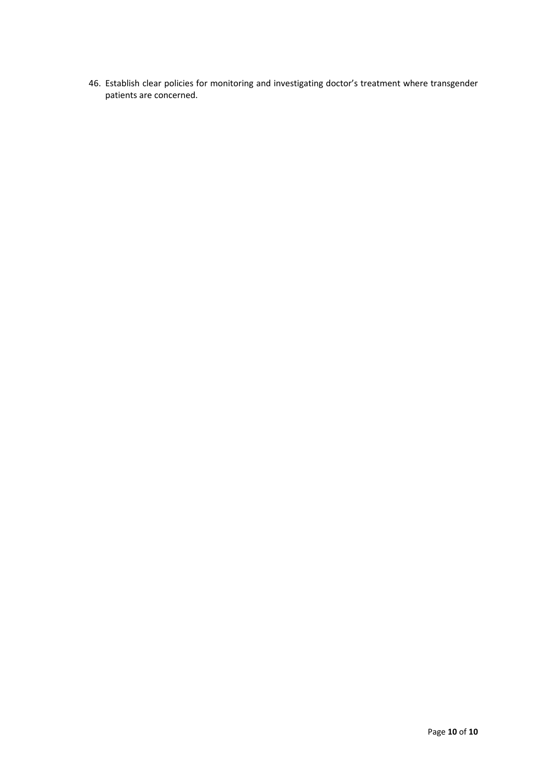46. Establish clear policies for monitoring and investigating doctor's treatment where transgender patients are concerned.